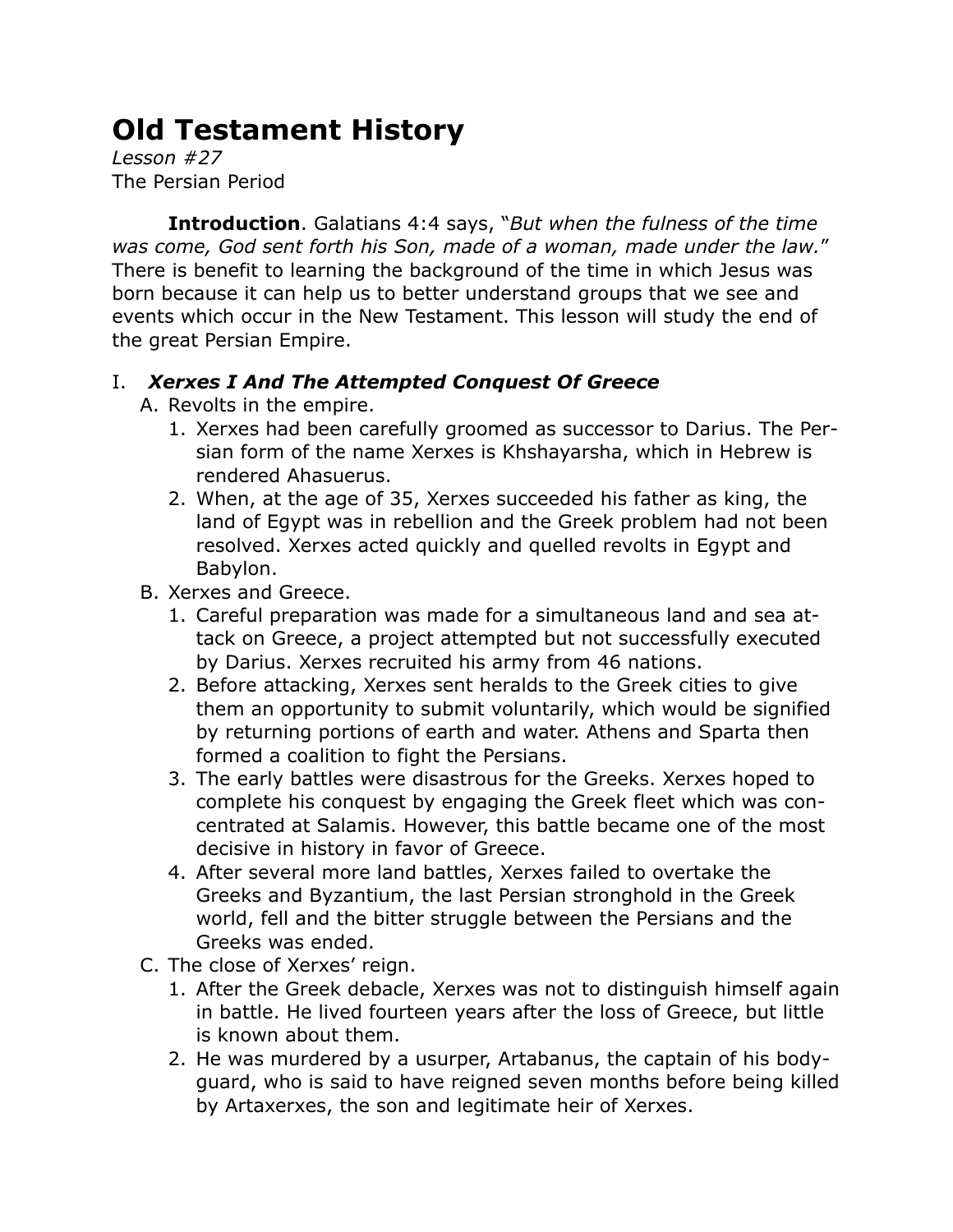# Old Testament History

*Lesson #27*

The Persian Period

**Introduction**. Galatians 4:4 says, "*But when the fulness of the time was come, God sent forth his Son, made of a woman, made under the law.*" There is benefit to learning the background of the time in which Jesus was born because it can help us to better understand groups that we see and events which occur in the New Testament. This lesson will study the end of the great Persian Empire.

## I. *Xerxes I And The Attempted Conquest Of Greece*

A. Revolts in the empire.

1. Xerxes had been carefully groomed as successor to Darius. The Persian form of the name Xerxes is Khshayarsha, which in Hebrew is rendered Ahasuerus.
2. When, at the age of 35, Xerxes succeeded his father as king, the land of Egypt was in rebellion and the Greek problem had not been resolved. Xerxes acted quickly and quelled revolts in Egypt and Babylon.

B. Xerxes and Greece.

1. Careful preparation was made for a simultaneous land and sea attack on Greece, a project attempted but not successfully executed by Darius. Xerxes recruited his army from 46 nations.
2. Before attacking, Xerxes sent heralds to the Greek cities to give them an opportunity to submit voluntarily, which would be signified by returning portions of earth and water. Athens and Sparta then formed a coalition to fight the Persians.
3. The early battles were disastrous for the Greeks. Xerxes hoped to complete his conquest by engaging the Greek fleet which was concentrated at Salamis. However, this battle became one of the most decisive in history in favor of Greece.
4. After several more land battles, Xerxes failed to overtake the Greeks and Byzantium, the last Persian stronghold in the Greek world, fell and the bitter struggle between the Persians and the Greeks was ended.

C. The close of Xerxes' reign.

1. After the Greek debacle, Xerxes was not to distinguish himself again in battle. He lived fourteen years after the loss of Greece, but little is known about them.
2. He was murdered by a usurper, Artabanus, the captain of his bodyguard, who is said to have reigned seven months before being killed by Artaxerxes, the son and legitimate heir of Xerxes.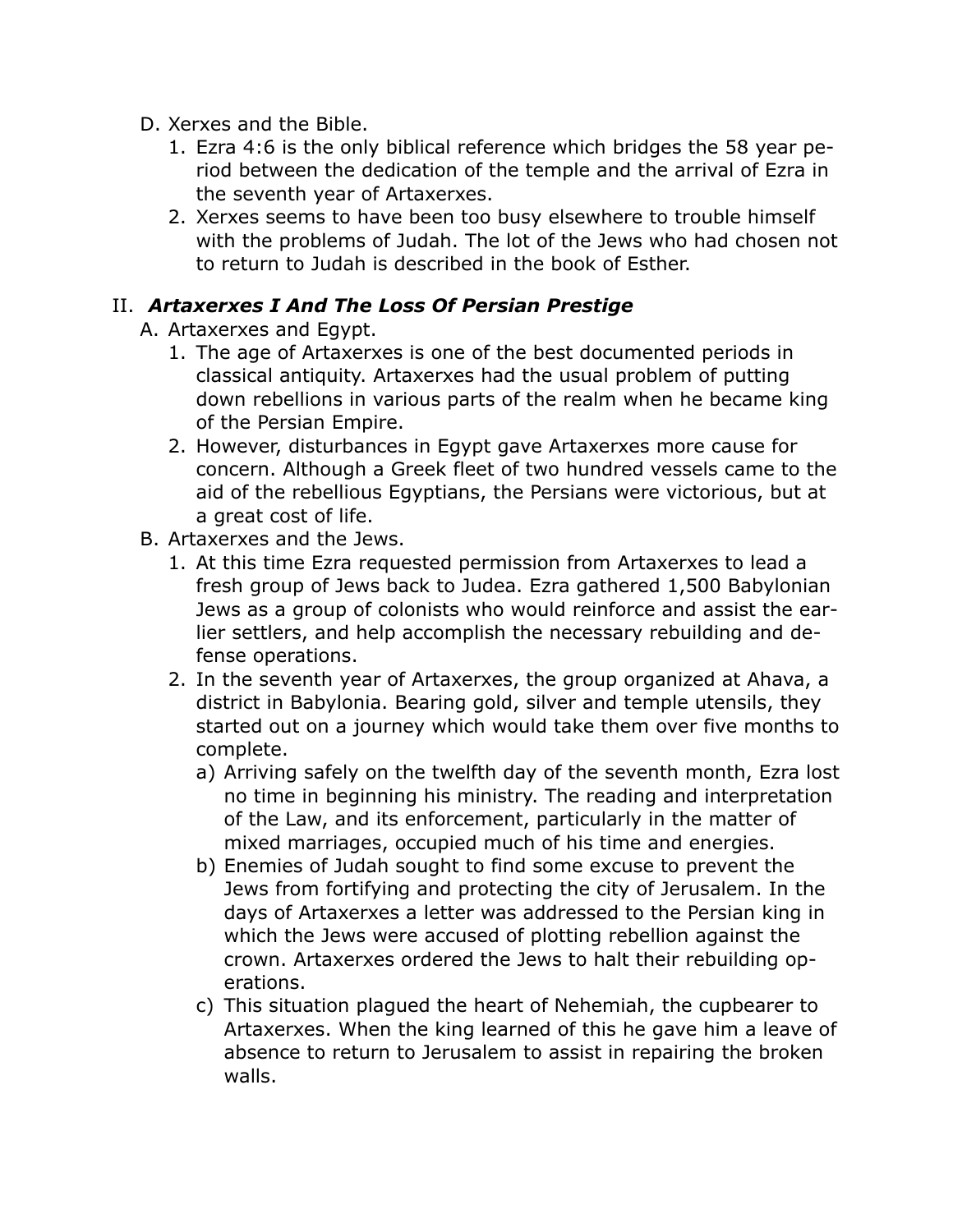D. Xerxes and the Bible.
   1. Ezra 4:6 is the only biblical reference which bridges the 58 year period between the dedication of the temple and the arrival of Ezra in the seventh year of Artaxerxes.
   2. Xerxes seems to have been too busy elsewhere to trouble himself with the problems of Judah. The lot of the Jews who had chosen not to return to Judah is described in the book of Esther.

## II. *Artaxerxes I And The Loss Of Persian Prestige*

A. Artaxerxes and Egypt.
   1. The age of Artaxerxes is one of the best documented periods in classical antiquity. Artaxerxes had the usual problem of putting down rebellions in various parts of the realm when he became king of the Persian Empire.
   2. However, disturbances in Egypt gave Artaxerxes more cause for concern. Although a Greek fleet of two hundred vessels came to the aid of the rebellious Egyptians, the Persians were victorious, but at a great cost of life.

B. Artaxerxes and the Jews.
   1. At this time Ezra requested permission from Artaxerxes to lead a fresh group of Jews back to Judea. Ezra gathered 1,500 Babylonian Jews as a group of colonists who would reinforce and assist the earlier settlers, and help accomplish the necessary rebuilding and defense operations.
   2. In the seventh year of Artaxerxes, the group organized at Ahava, a district in Babylonia. Bearing gold, silver and temple utensils, they started out on a journey which would take them over five months to complete.
      a) Arriving safely on the twelfth day of the seventh month, Ezra lost no time in beginning his ministry. The reading and interpretation of the Law, and its enforcement, particularly in the matter of mixed marriages, occupied much of his time and energies.
      b) Enemies of Judah sought to find some excuse to prevent the Jews from fortifying and protecting the city of Jerusalem. In the days of Artaxerxes a letter was addressed to the Persian king in which the Jews were accused of plotting rebellion against the crown. Artaxerxes ordered the Jews to halt their rebuilding operations.
      c) This situation plagued the heart of Nehemiah, the cupbearer to Artaxerxes. When the king learned of this he gave him a leave of absence to return to Jerusalem to assist in repairing the broken walls.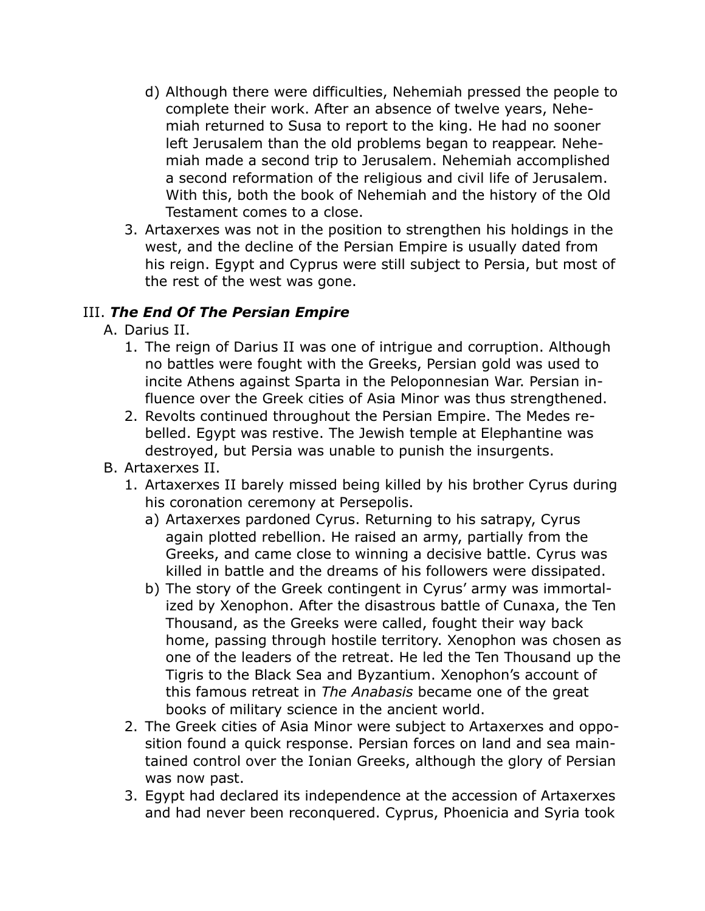d) Although there were difficulties, Nehemiah pressed the people to complete their work. After an absence of twelve years, Nehemiah returned to Susa to report to the king. He had no sooner left Jerusalem than the old problems began to reappear. Nehemiah made a second trip to Jerusalem. Nehemiah accomplished a second reformation of the religious and civil life of Jerusalem. With this, both the book of Nehemiah and the history of the Old Testament comes to a close.

3. Artaxerxes was not in the position to strengthen his holdings in the west, and the decline of the Persian Empire is usually dated from his reign. Egypt and Cyprus were still subject to Persia, but most of the rest of the west was gone.

## III. ***The End Of The Persian Empire***

A. Darius II.

1. The reign of Darius II was one of intrigue and corruption. Although no battles were fought with the Greeks, Persian gold was used to incite Athens against Sparta in the Peloponnesian War. Persian influence over the Greek cities of Asia Minor was thus strengthened.
2. Revolts continued throughout the Persian Empire. The Medes rebelled. Egypt was restive. The Jewish temple at Elephantine was destroyed, but Persia was unable to punish the insurgents.

B. Artaxerxes II.

1. Artaxerxes II barely missed being killed by his brother Cyrus during his coronation ceremony at Persepolis.
   a) Artaxerxes pardoned Cyrus. Returning to his satrapy, Cyrus again plotted rebellion. He raised an army, partially from the Greeks, and came close to winning a decisive battle. Cyrus was killed in battle and the dreams of his followers were dissipated.
   b) The story of the Greek contingent in Cyrus' army was immortalized by Xenophon. After the disastrous battle of Cunaxa, the Ten Thousand, as the Greeks were called, fought their way back home, passing through hostile territory. Xenophon was chosen as one of the leaders of the retreat. He led the Ten Thousand up the Tigris to the Black Sea and Byzantium. Xenophon's account of this famous retreat in *The Anabasis* became one of the great books of military science in the ancient world.
2. The Greek cities of Asia Minor were subject to Artaxerxes and opposition found a quick response. Persian forces on land and sea maintained control over the Ionian Greeks, although the glory of Persian was now past.
3. Egypt had declared its independence at the accession of Artaxerxes and had never been reconquered. Cyprus, Phoenicia and Syria took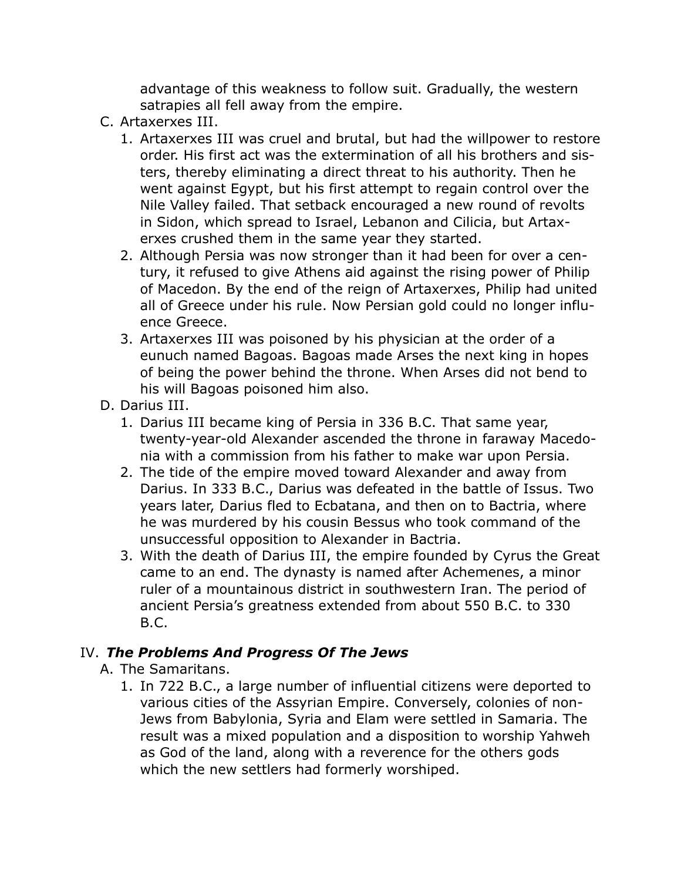advantage of this weakness to follow suit. Gradually, the western satrapies all fell away from the empire.

C. Artaxerxes III.

1. Artaxerxes III was cruel and brutal, but had the willpower to restore order. His first act was the extermination of all his brothers and sisters, thereby eliminating a direct threat to his authority. Then he went against Egypt, but his first attempt to regain control over the Nile Valley failed. That setback encouraged a new round of revolts in Sidon, which spread to Israel, Lebanon and Cilicia, but Artaxerxes crushed them in the same year they started.
2. Although Persia was now stronger than it had been for over a century, it refused to give Athens aid against the rising power of Philip of Macedon. By the end of the reign of Artaxerxes, Philip had united all of Greece under his rule. Now Persian gold could no longer influence Greece.
3. Artaxerxes III was poisoned by his physician at the order of a eunuch named Bagoas. Bagoas made Arses the next king in hopes of being the power behind the throne. When Arses did not bend to his will Bagoas poisoned him also.

D. Darius III.

1. Darius III became king of Persia in 336 B.C. That same year, twenty-year-old Alexander ascended the throne in faraway Macedonia with a commission from his father to make war upon Persia.
2. The tide of the empire moved toward Alexander and away from Darius. In 333 B.C., Darius was defeated in the battle of Issus. Two years later, Darius fled to Ecbatana, and then on to Bactria, where he was murdered by his cousin Bessus who took command of the unsuccessful opposition to Alexander in Bactria.
3. With the death of Darius III, the empire founded by Cyrus the Great came to an end. The dynasty is named after Achemenes, a minor ruler of a mountainous district in southwestern Iran. The period of ancient Persia's greatness extended from about 550 B.C. to 330 B.C.

## IV. ***The Problems And Progress Of The Jews***

A. The Samaritans.

1. In 722 B.C., a large number of influential citizens were deported to various cities of the Assyrian Empire. Conversely, colonies of non-Jews from Babylonia, Syria and Elam were settled in Samaria. The result was a mixed population and a disposition to worship Yahweh as God of the land, along with a reverence for the others gods which the new settlers had formerly worshiped.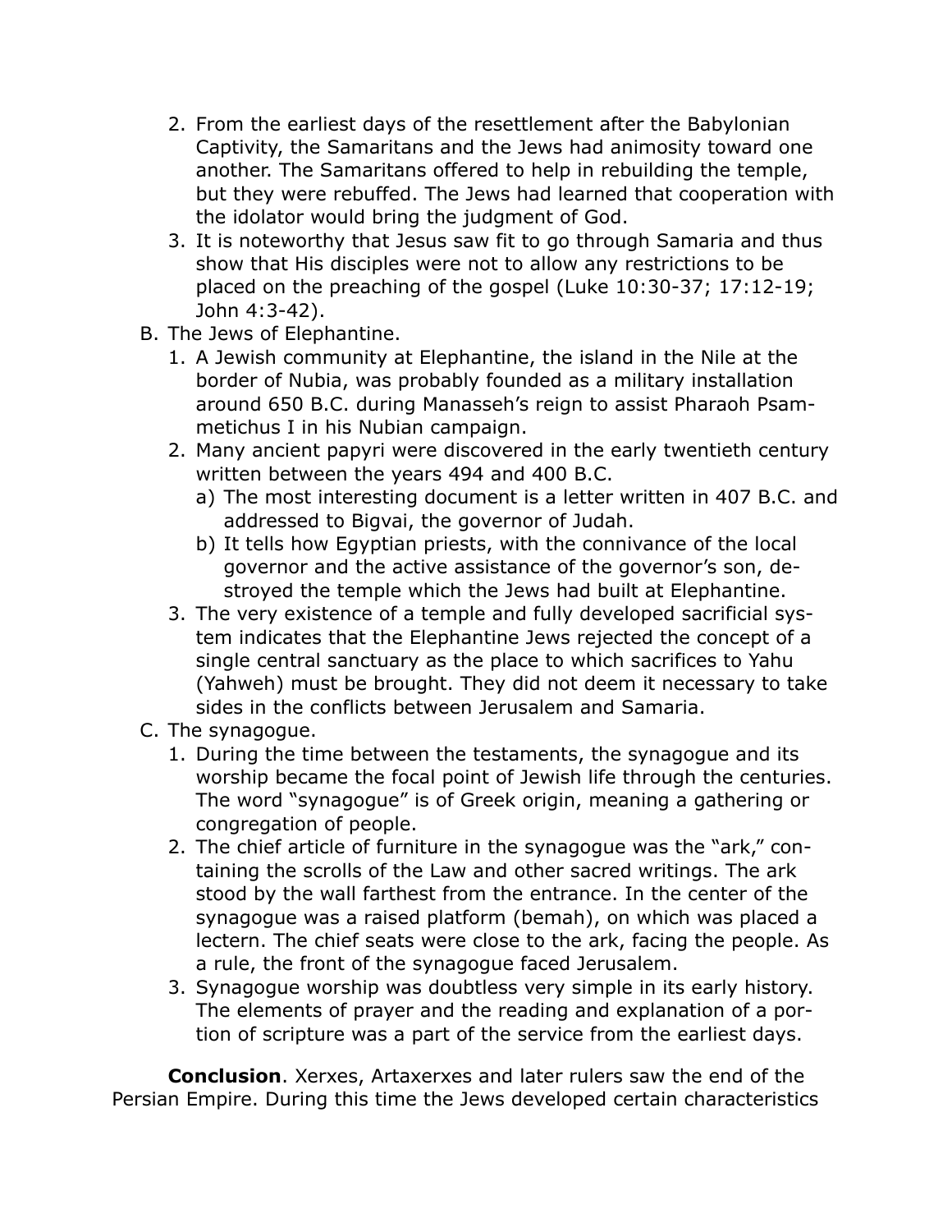2. From the earliest days of the resettlement after the Babylonian Captivity, the Samaritans and the Jews had animosity toward one another. The Samaritans offered to help in rebuilding the temple, but they were rebuffed. The Jews had learned that cooperation with the idolator would bring the judgment of God.
3. It is noteworthy that Jesus saw fit to go through Samaria and thus show that His disciples were not to allow any restrictions to be placed on the preaching of the gospel (Luke 10:30-37; 17:12-19; John 4:3-42).

B. The Jews of Elephantine.

1. A Jewish community at Elephantine, the island in the Nile at the border of Nubia, was probably founded as a military installation around 650 B.C. during Manasseh's reign to assist Pharaoh Psammetichus I in his Nubian campaign.
2. Many ancient papyri were discovered in the early twentieth century written between the years 494 and 400 B.C.
   a) The most interesting document is a letter written in 407 B.C. and addressed to Bigvai, the governor of Judah.
   b) It tells how Egyptian priests, with the connivance of the local governor and the active assistance of the governor's son, destroyed the temple which the Jews had built at Elephantine.
3. The very existence of a temple and fully developed sacrificial system indicates that the Elephantine Jews rejected the concept of a single central sanctuary as the place to which sacrifices to Yahu (Yahweh) must be brought. They did not deem it necessary to take sides in the conflicts between Jerusalem and Samaria.

C. The synagogue.

1. During the time between the testaments, the synagogue and its worship became the focal point of Jewish life through the centuries. The word "synagogue" is of Greek origin, meaning a gathering or congregation of people.
2. The chief article of furniture in the synagogue was the "ark," containing the scrolls of the Law and other sacred writings. The ark stood by the wall farthest from the entrance. In the center of the synagogue was a raised platform (bemah), on which was placed a lectern. The chief seats were close to the ark, facing the people. As a rule, the front of the synagogue faced Jerusalem.
3. Synagogue worship was doubtless very simple in its early history. The elements of prayer and the reading and explanation of a portion of scripture was a part of the service from the earliest days.

**Conclusion**. Xerxes, Artaxerxes and later rulers saw the end of the Persian Empire. During this time the Jews developed certain characteristics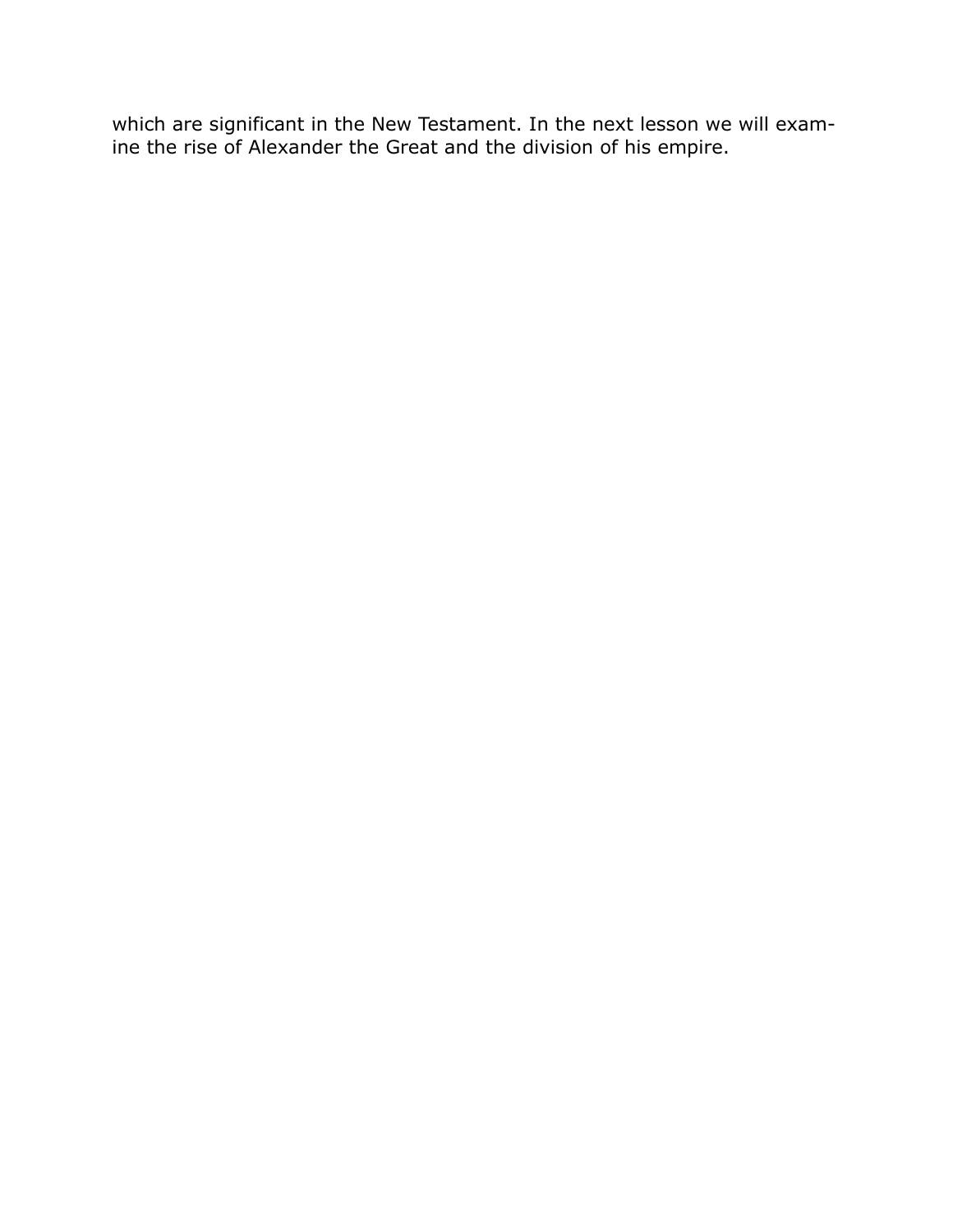which are significant in the New Testament. In the next lesson we will examine the rise of Alexander the Great and the division of his empire.